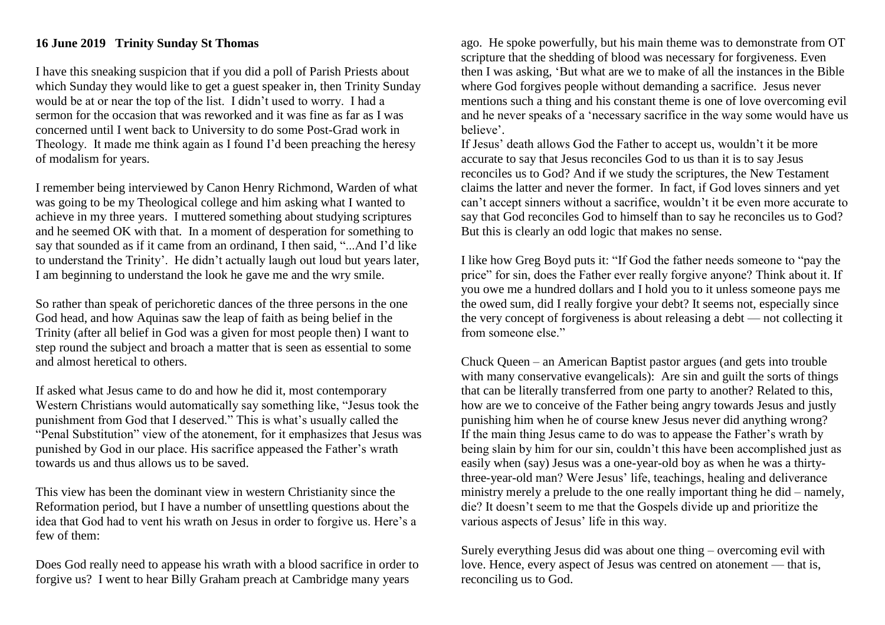**16 June 2019 Trinity Sunday St Thomas**

I have this sneaking suspicion that if you did a poll of Parish Priests about which Sunday they would like to get a guest speaker in, then Trinity Sunday would be at or near the top of the list. I didn't used to worry. I had a sermon for the occasion that was reworked and it was fine as far as I was concerned until I went back to University to do some Post-Grad work in Theology. It made me think again as I found I'd been preaching the heresy of modalism for years.

I remember being interviewed by Canon Henry Richmond, Warden of what was going to be my Theological college and him asking what I wanted to achieve in my three years. I muttered something about studying scriptures and he seemed OK with that. In a moment of desperation for something to say that sounded as if it came from an ordinand, I then said, "...And I'd like to understand the Trinity'. He didn't actually laugh out loud but years later, I am beginning to understand the look he gave me and the wry smile.

So rather than speak of perichoretic dances of the three persons in the one God head, and how Aquinas saw the leap of faith as being belief in the Trinity (after all belief in God was a given for most people then) I want to step round the subject and broach a matter that is seen as essential to some and almost heretical to others.

If asked what Jesus came to do and how he did it, most contemporary Western Christians would automatically say something like, "Jesus took the punishment from God that I deserved." This is what's usually called the "Penal Substitution" view of the atonement, for it emphasizes that Jesus was punished by God in our place. His sacrifice appeased the Father's wrath towards us and thus allows us to be saved.

This view has been the dominant view in western Christianity since the Reformation period, but I have a number of unsettling questions about the idea that God had to vent his wrath on Jesus in order to forgive us. Here's a few of them:

Does God really need to appease his wrath with a blood sacrifice in order to forgive us? I went to hear Billy Graham preach at Cambridge many years ago. He spoke powerfully, but his main theme was to demonstrate from OT scripture that the shedding of blood was necessary for forgiveness. Even then I was asking, 'But what are we to make of all the instances in the Bible where God forgives people without demanding a sacrifice. Jesus never mentions such a thing and his constant theme is one of love overcoming evil and he never speaks of a 'necessary sacrifice in the way some would have us believe'.

If Jesus' death allows God the Father to accept us, wouldn't it be more accurate to say that Jesus reconciles God to us than it is to say Jesus reconciles us to God? And if we study the scriptures, the New Testament claims the latter and never the former. In fact, if God loves sinners and yet can't accept sinners without a sacrifice, wouldn't it be even more accurate to say that God reconciles God to himself than to say he reconciles us to God? But this is clearly an odd logic that makes no sense.

I like how Greg Boyd puts it: "If God the father needs someone to "pay the price" for sin, does the Father ever really forgive anyone? Think about it. If you owe me a hundred dollars and I hold you to it unless someone pays me the owed sum, did I really forgive your debt? It seems not, especially since the very concept of forgiveness is about releasing a debt — not collecting it from someone else."

Chuck Queen – an American Baptist pastor argues (and gets into trouble with many conservative evangelicals): Are sin and guilt the sorts of things that can be literally transferred from one party to another? Related to this, how are we to conceive of the Father being angry towards Jesus and justly punishing him when he of course knew Jesus never did anything wrong? If the main thing Jesus came to do was to appease the Father's wrath by being slain by him for our sin, couldn't this have been accomplished just as easily when (say) Jesus was a one-year-old boy as when he was a thirty-three-year-old man? Were Jesus' life, teachings, healing and deliverance ministry merely a prelude to the one really important thing he did – namely, die? It doesn't seem to me that the Gospels divide up and prioritize the various aspects of Jesus' life in this way.

Surely everything Jesus did was about one thing – overcoming evil with love. Hence, every aspect of Jesus was centred on atonement — that is, reconciling us to God.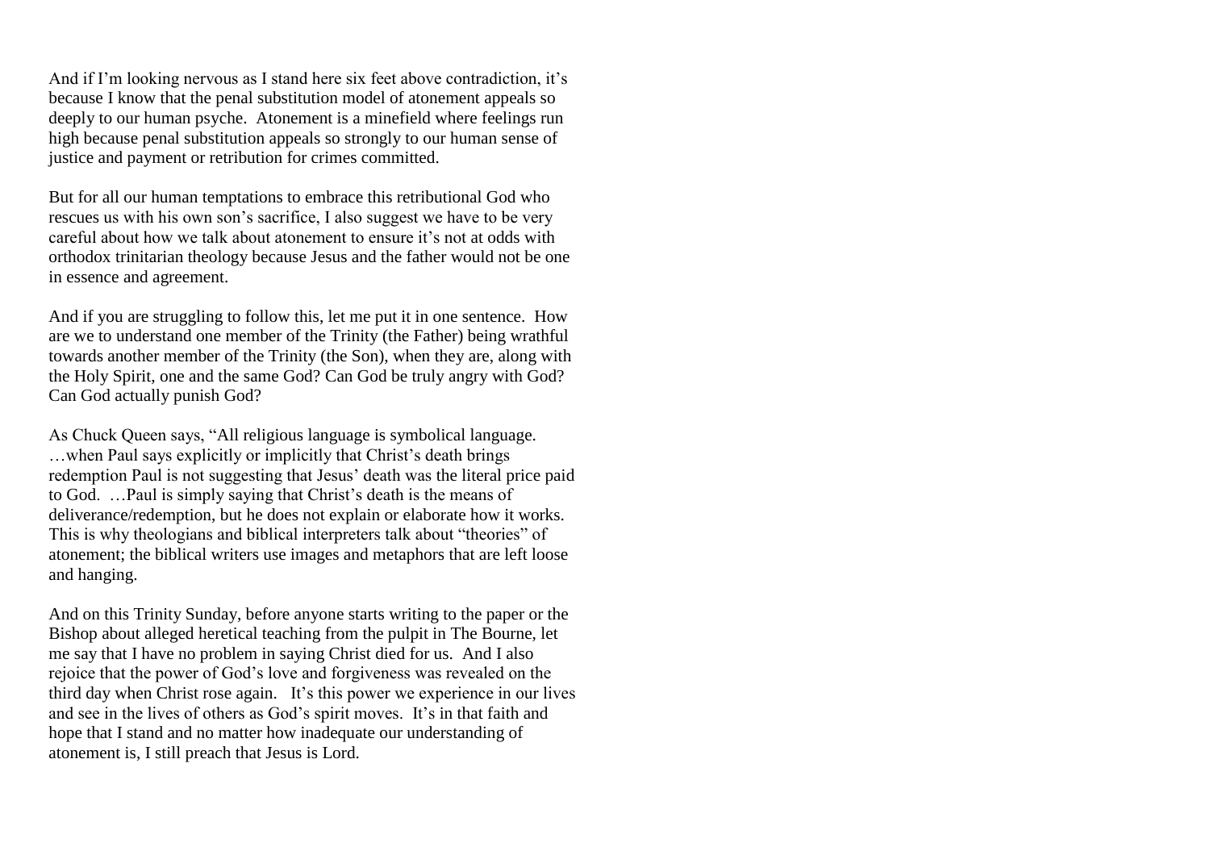And if I'm looking nervous as I stand here six feet above contradiction, it's because I know that the penal substitution model of atonement appeals so deeply to our human psyche. Atonement is a minefield where feelings run high because penal substitution appeals so strongly to our human sense of justice and payment or retribution for crimes committed.

But for all our human temptations to embrace this retributional God who rescues us with his own son's sacrifice, I also suggest we have to be very careful about how we talk about atonement to ensure it's not at odds with orthodox trinitarian theology because Jesus and the father would not be one in essence and agreement.

And if you are struggling to follow this, let me put it in one sentence. How are we to understand one member of the Trinity (the Father) being wrathful towards another member of the Trinity (the Son), when they are, along with the Holy Spirit, one and the same God? Can God be truly angry with God? Can God actually punish God?

As Chuck Queen says, "All religious language is symbolical language. …when Paul says explicitly or implicitly that Christ's death brings redemption Paul is not suggesting that Jesus' death was the literal price paid to God. …Paul is simply saying that Christ's death is the means of deliverance/redemption, but he does not explain or elaborate how it works. This is why theologians and biblical interpreters talk about "theories" of atonement; the biblical writers use images and metaphors that are left loose and hanging.

And on this Trinity Sunday, before anyone starts writing to the paper or the Bishop about alleged heretical teaching from the pulpit in The Bourne, let me say that I have no problem in saying Christ died for us. And I also rejoice that the power of God's love and forgiveness was revealed on the third day when Christ rose again. It's this power we experience in our lives and see in the lives of others as God's spirit moves. It's in that faith and hope that I stand and no matter how inadequate our understanding of atonement is, I still preach that Jesus is Lord.